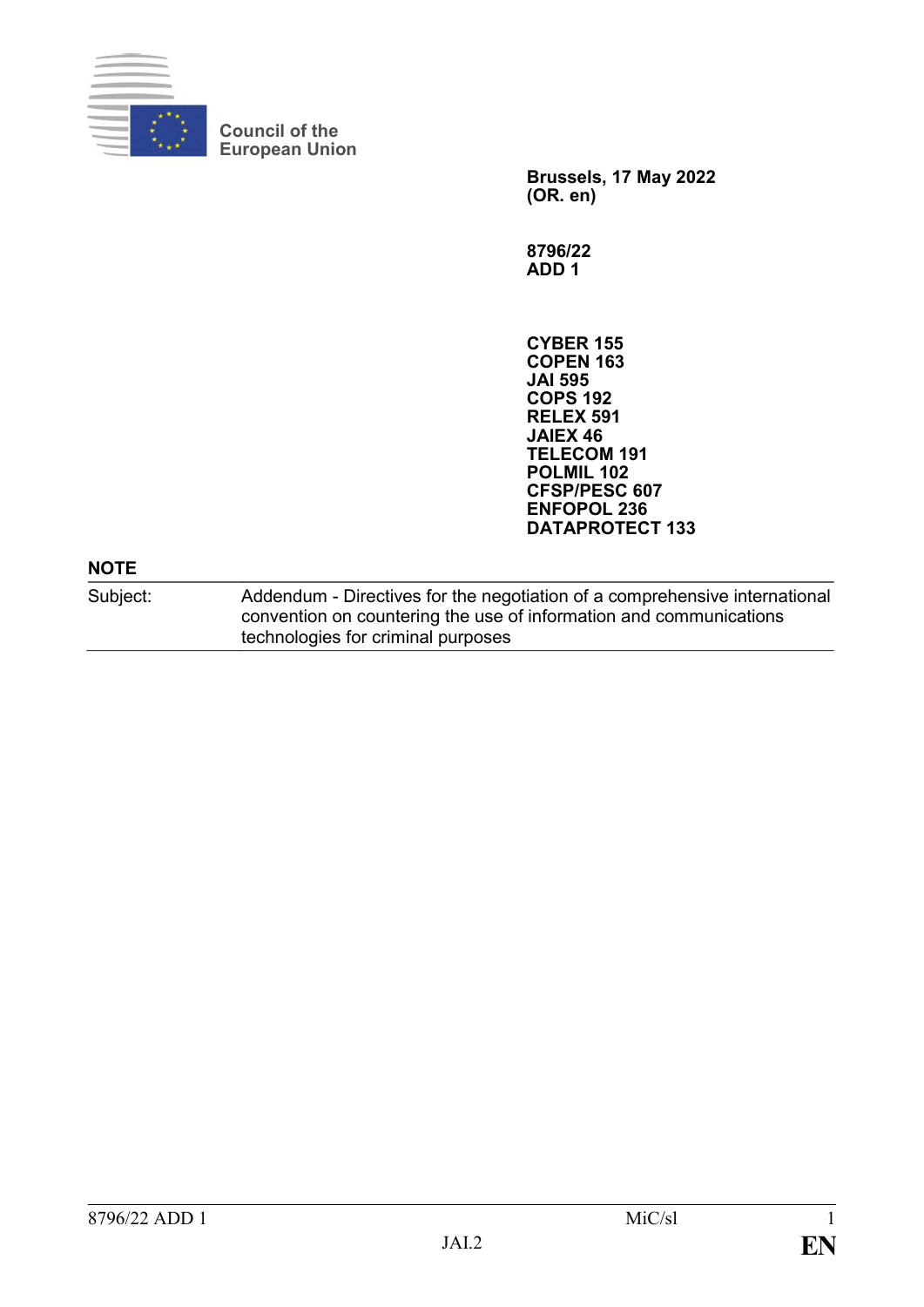Council of the
European Union

**Brussels, 17 May 2022**
**(OR. en)**

**8796/22**
**ADD 1**

**CYBER 155**
**COPEN 163**
**JAI 595**
**COPS 192**
**RELEX 591**
**JAIEX 46**
**TELECOM 191**
**POLMIL 102**
**CFSP/PESC 607**
**ENFOPOL 236**
**DATAPROTECT 133**

**NOTE**

| Subject: | Addendum - Directives for the negotiation of a comprehensive international convention on countering the use of information and communications technologies for criminal purposes |
|---|---|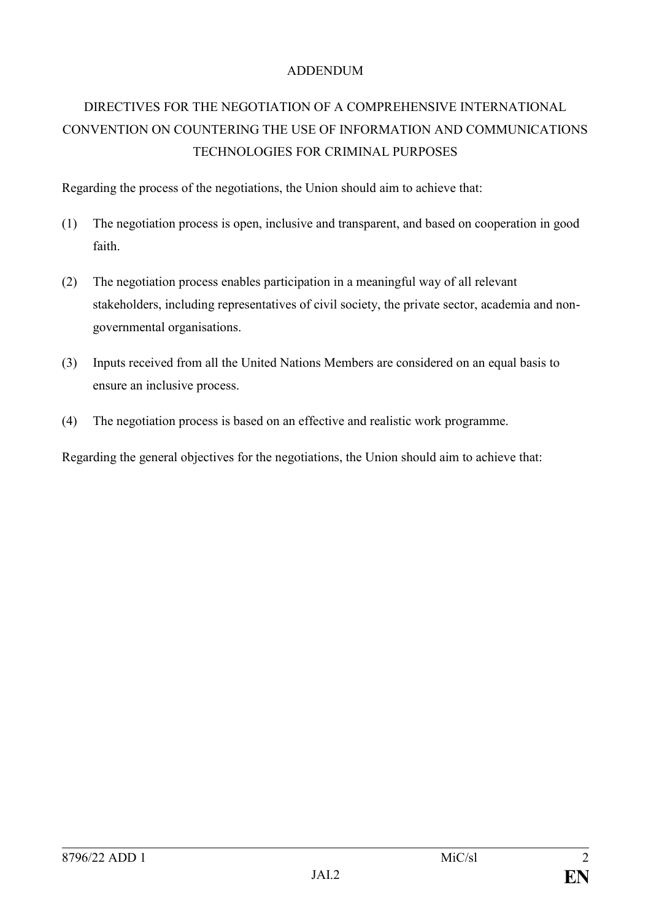ADDENDUM

# DIRECTIVES FOR THE NEGOTIATION OF A COMPREHENSIVE INTERNATIONAL CONVENTION ON COUNTERING THE USE OF INFORMATION AND COMMUNICATIONS TECHNOLOGIES FOR CRIMINAL PURPOSES

Regarding the process of the negotiations, the Union should aim to achieve that:

(1) The negotiation process is open, inclusive and transparent, and based on cooperation in good faith.

(2) The negotiation process enables participation in a meaningful way of all relevant stakeholders, including representatives of civil society, the private sector, academia and non-governmental organisations.

(3) Inputs received from all the United Nations Members are considered on an equal basis to ensure an inclusive process.

(4) The negotiation process is based on an effective and realistic work programme.

Regarding the general objectives for the negotiations, the Union should aim to achieve that: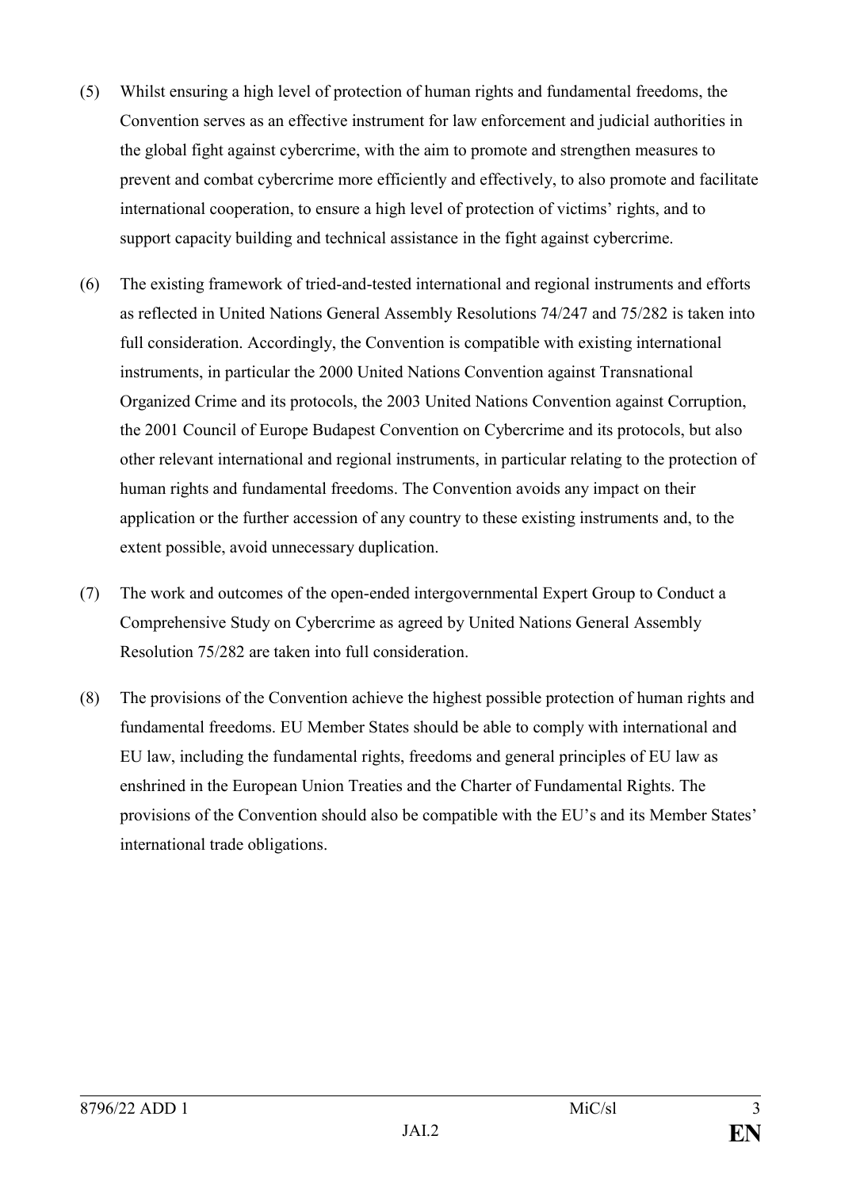(5) Whilst ensuring a high level of protection of human rights and fundamental freedoms, the Convention serves as an effective instrument for law enforcement and judicial authorities in the global fight against cybercrime, with the aim to promote and strengthen measures to prevent and combat cybercrime more efficiently and effectively, to also promote and facilitate international cooperation, to ensure a high level of protection of victims' rights, and to support capacity building and technical assistance in the fight against cybercrime.

(6) The existing framework of tried-and-tested international and regional instruments and efforts as reflected in United Nations General Assembly Resolutions 74/247 and 75/282 is taken into full consideration. Accordingly, the Convention is compatible with existing international instruments, in particular the 2000 United Nations Convention against Transnational Organized Crime and its protocols, the 2003 United Nations Convention against Corruption, the 2001 Council of Europe Budapest Convention on Cybercrime and its protocols, but also other relevant international and regional instruments, in particular relating to the protection of human rights and fundamental freedoms. The Convention avoids any impact on their application or the further accession of any country to these existing instruments and, to the extent possible, avoid unnecessary duplication.

(7) The work and outcomes of the open-ended intergovernmental Expert Group to Conduct a Comprehensive Study on Cybercrime as agreed by United Nations General Assembly Resolution 75/282 are taken into full consideration.

(8) The provisions of the Convention achieve the highest possible protection of human rights and fundamental freedoms. EU Member States should be able to comply with international and EU law, including the fundamental rights, freedoms and general principles of EU law as enshrined in the European Union Treaties and the Charter of Fundamental Rights. The provisions of the Convention should also be compatible with the EU's and its Member States' international trade obligations.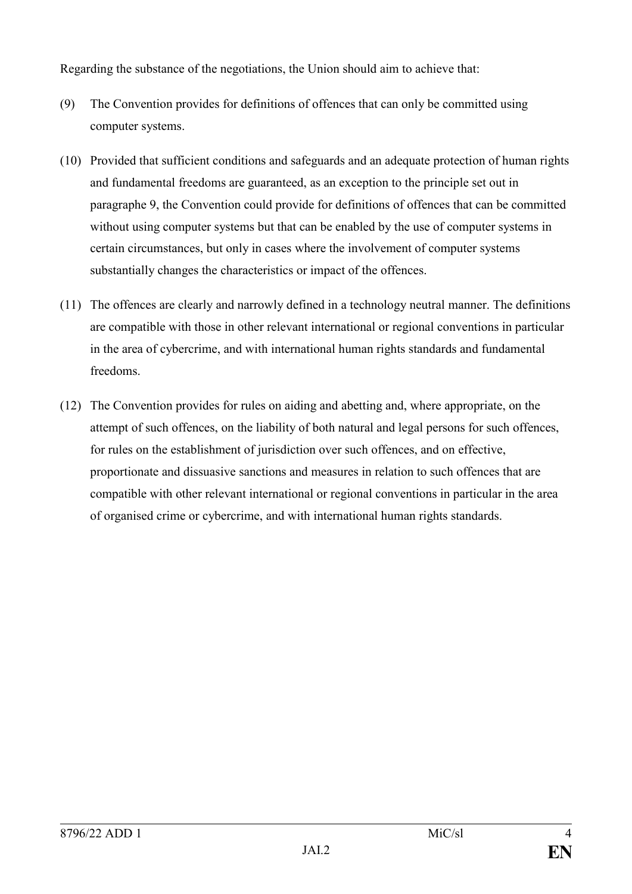Regarding the substance of the negotiations, the Union should aim to achieve that:

(9) The Convention provides for definitions of offences that can only be committed using computer systems.

(10) Provided that sufficient conditions and safeguards and an adequate protection of human rights and fundamental freedoms are guaranteed, as an exception to the principle set out in paragraphe 9, the Convention could provide for definitions of offences that can be committed without using computer systems but that can be enabled by the use of computer systems in certain circumstances, but only in cases where the involvement of computer systems substantially changes the characteristics or impact of the offences.

(11) The offences are clearly and narrowly defined in a technology neutral manner. The definitions are compatible with those in other relevant international or regional conventions in particular in the area of cybercrime, and with international human rights standards and fundamental freedoms.

(12) The Convention provides for rules on aiding and abetting and, where appropriate, on the attempt of such offences, on the liability of both natural and legal persons for such offences, for rules on the establishment of jurisdiction over such offences, and on effective, proportionate and dissuasive sanctions and measures in relation to such offences that are compatible with other relevant international or regional conventions in particular in the area of organised crime or cybercrime, and with international human rights standards.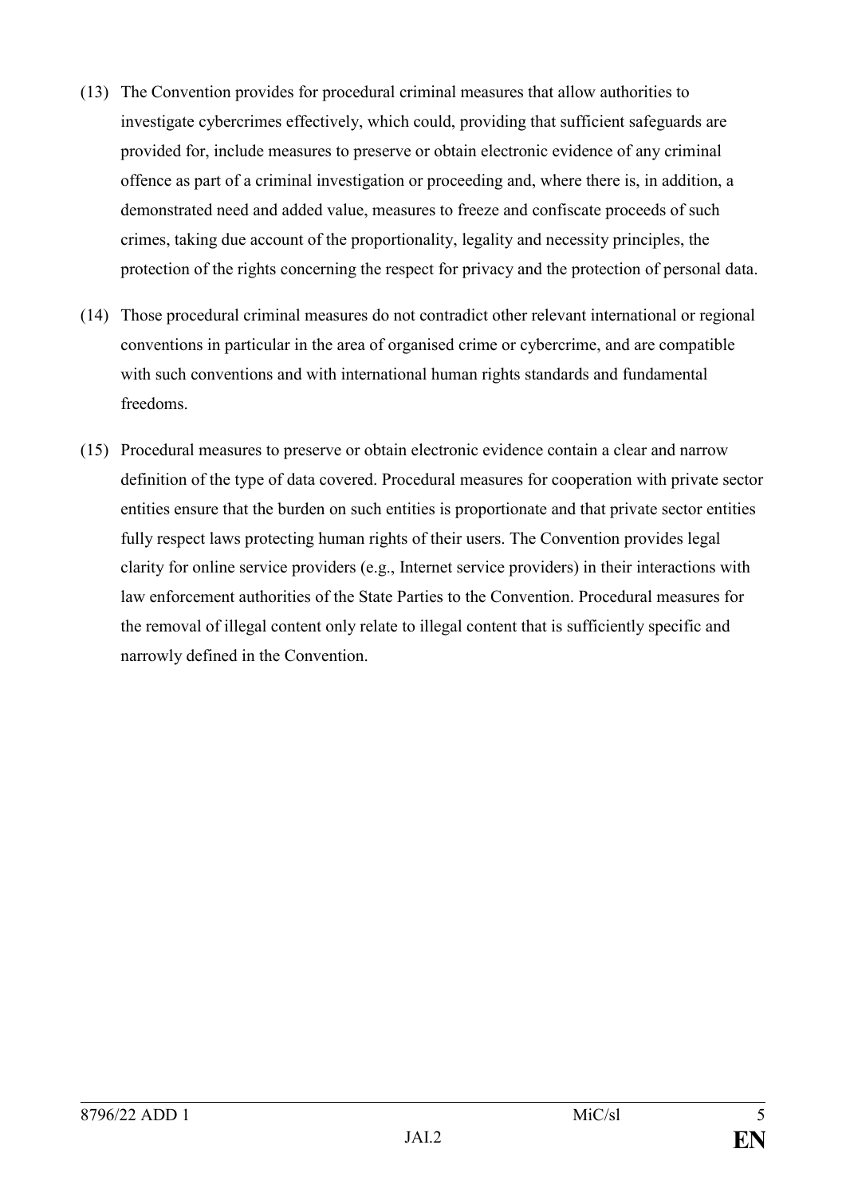(13) The Convention provides for procedural criminal measures that allow authorities to investigate cybercrimes effectively, which could, providing that sufficient safeguards are provided for, include measures to preserve or obtain electronic evidence of any criminal offence as part of a criminal investigation or proceeding and, where there is, in addition, a demonstrated need and added value, measures to freeze and confiscate proceeds of such crimes, taking due account of the proportionality, legality and necessity principles, the protection of the rights concerning the respect for privacy and the protection of personal data.

(14) Those procedural criminal measures do not contradict other relevant international or regional conventions in particular in the area of organised crime or cybercrime, and are compatible with such conventions and with international human rights standards and fundamental freedoms.

(15) Procedural measures to preserve or obtain electronic evidence contain a clear and narrow definition of the type of data covered. Procedural measures for cooperation with private sector entities ensure that the burden on such entities is proportionate and that private sector entities fully respect laws protecting human rights of their users. The Convention provides legal clarity for online service providers (e.g., Internet service providers) in their interactions with law enforcement authorities of the State Parties to the Convention. Procedural measures for the removal of illegal content only relate to illegal content that is sufficiently specific and narrowly defined in the Convention.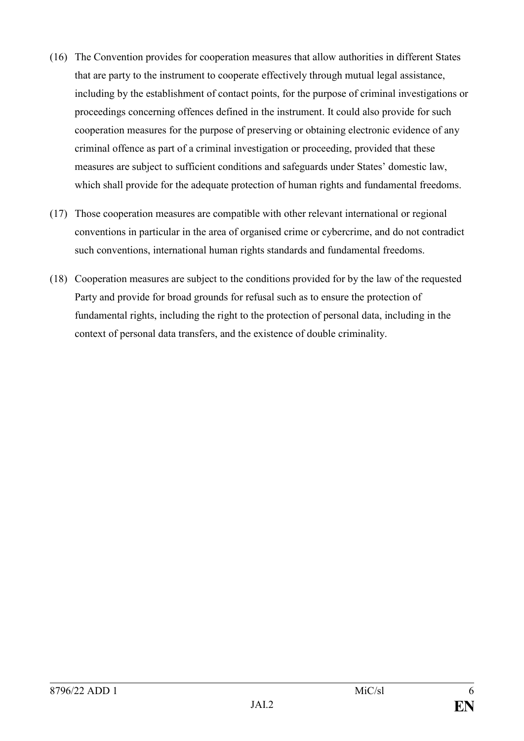(16) The Convention provides for cooperation measures that allow authorities in different States that are party to the instrument to cooperate effectively through mutual legal assistance, including by the establishment of contact points, for the purpose of criminal investigations or proceedings concerning offences defined in the instrument. It could also provide for such cooperation measures for the purpose of preserving or obtaining electronic evidence of any criminal offence as part of a criminal investigation or proceeding, provided that these measures are subject to sufficient conditions and safeguards under States' domestic law, which shall provide for the adequate protection of human rights and fundamental freedoms.

(17) Those cooperation measures are compatible with other relevant international or regional conventions in particular in the area of organised crime or cybercrime, and do not contradict such conventions, international human rights standards and fundamental freedoms.

(18) Cooperation measures are subject to the conditions provided for by the law of the requested Party and provide for broad grounds for refusal such as to ensure the protection of fundamental rights, including the right to the protection of personal data, including in the context of personal data transfers, and the existence of double criminality.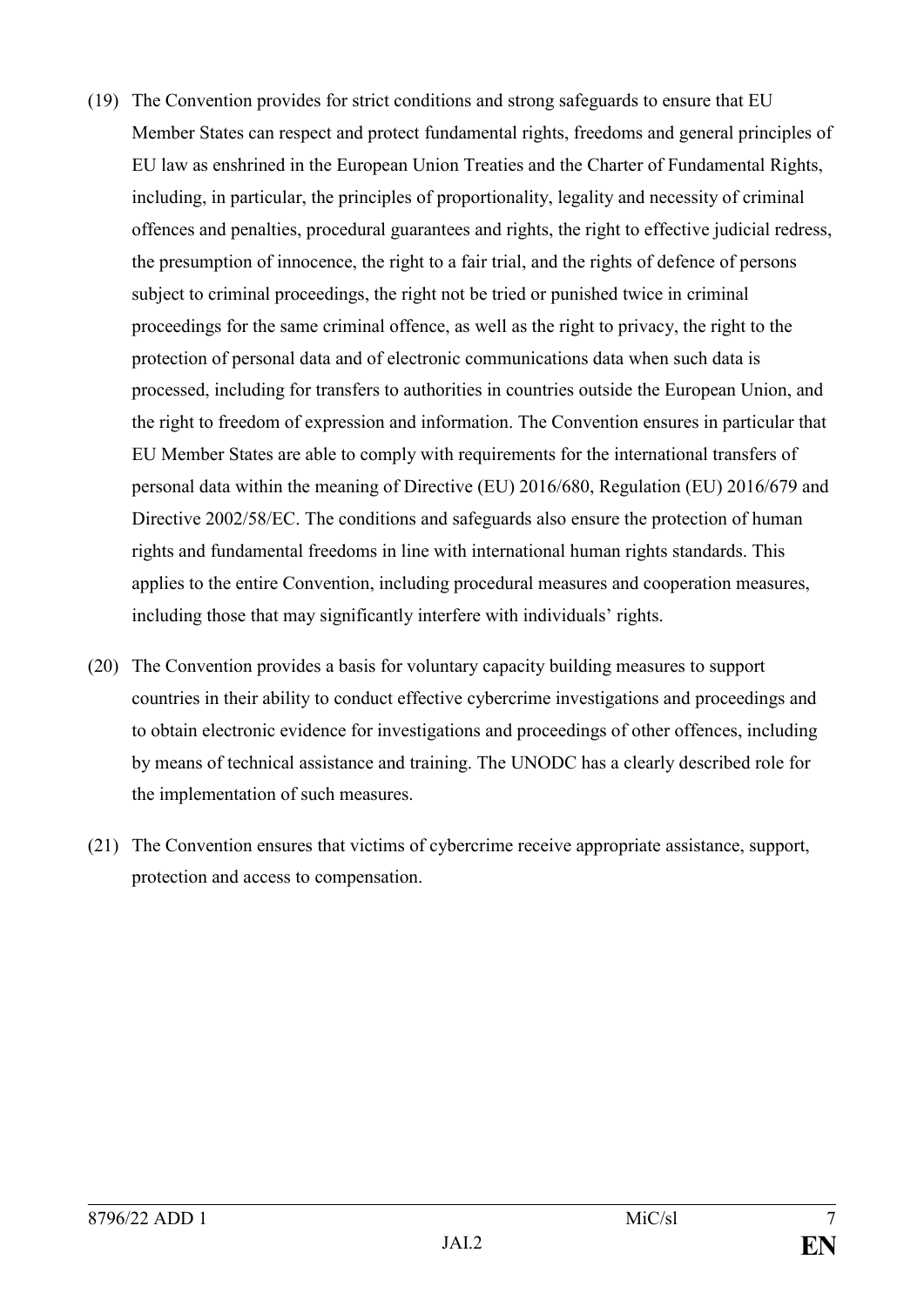(19) The Convention provides for strict conditions and strong safeguards to ensure that EU Member States can respect and protect fundamental rights, freedoms and general principles of EU law as enshrined in the European Union Treaties and the Charter of Fundamental Rights, including, in particular, the principles of proportionality, legality and necessity of criminal offences and penalties, procedural guarantees and rights, the right to effective judicial redress, the presumption of innocence, the right to a fair trial, and the rights of defence of persons subject to criminal proceedings, the right not be tried or punished twice in criminal proceedings for the same criminal offence, as well as the right to privacy, the right to the protection of personal data and of electronic communications data when such data is processed, including for transfers to authorities in countries outside the European Union, and the right to freedom of expression and information. The Convention ensures in particular that EU Member States are able to comply with requirements for the international transfers of personal data within the meaning of Directive (EU) 2016/680, Regulation (EU) 2016/679 and Directive 2002/58/EC. The conditions and safeguards also ensure the protection of human rights and fundamental freedoms in line with international human rights standards. This applies to the entire Convention, including procedural measures and cooperation measures, including those that may significantly interfere with individuals' rights.

(20) The Convention provides a basis for voluntary capacity building measures to support countries in their ability to conduct effective cybercrime investigations and proceedings and to obtain electronic evidence for investigations and proceedings of other offences, including by means of technical assistance and training. The UNODC has a clearly described role for the implementation of such measures.

(21) The Convention ensures that victims of cybercrime receive appropriate assistance, support, protection and access to compensation.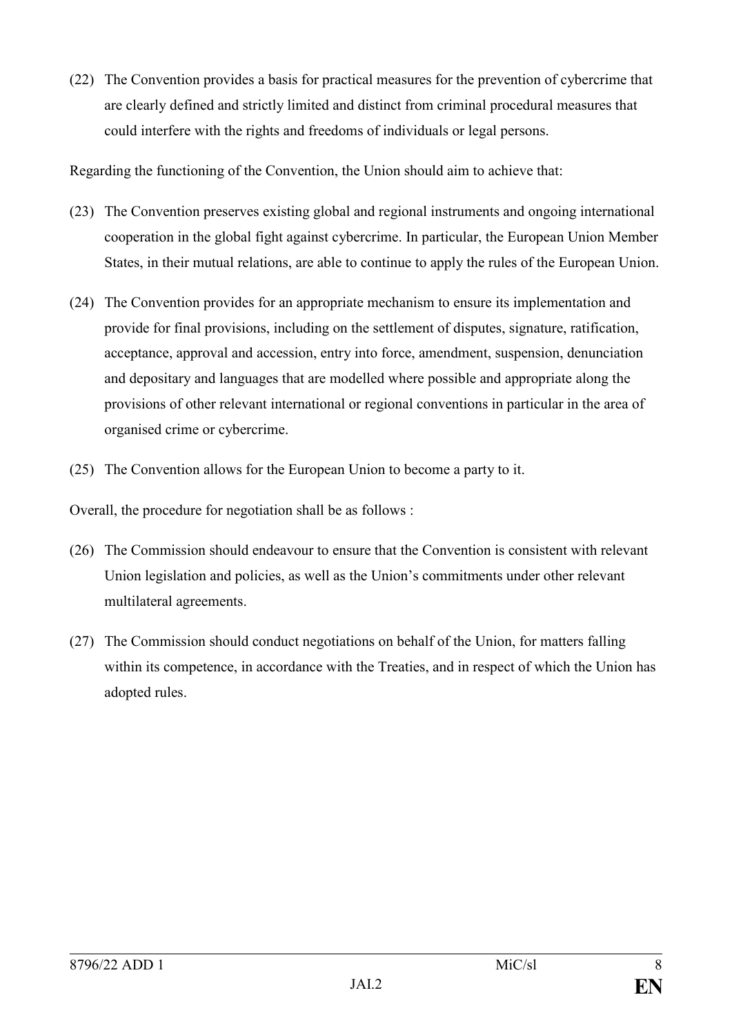(22) The Convention provides a basis for practical measures for the prevention of cybercrime that are clearly defined and strictly limited and distinct from criminal procedural measures that could interfere with the rights and freedoms of individuals or legal persons.

Regarding the functioning of the Convention, the Union should aim to achieve that:

(23) The Convention preserves existing global and regional instruments and ongoing international cooperation in the global fight against cybercrime. In particular, the European Union Member States, in their mutual relations, are able to continue to apply the rules of the European Union.

(24) The Convention provides for an appropriate mechanism to ensure its implementation and provide for final provisions, including on the settlement of disputes, signature, ratification, acceptance, approval and accession, entry into force, amendment, suspension, denunciation and depositary and languages that are modelled where possible and appropriate along the provisions of other relevant international or regional conventions in particular in the area of organised crime or cybercrime.

(25) The Convention allows for the European Union to become a party to it.

Overall, the procedure for negotiation shall be as follows :

(26) The Commission should endeavour to ensure that the Convention is consistent with relevant Union legislation and policies, as well as the Union's commitments under other relevant multilateral agreements.

(27) The Commission should conduct negotiations on behalf of the Union, for matters falling within its competence, in accordance with the Treaties, and in respect of which the Union has adopted rules.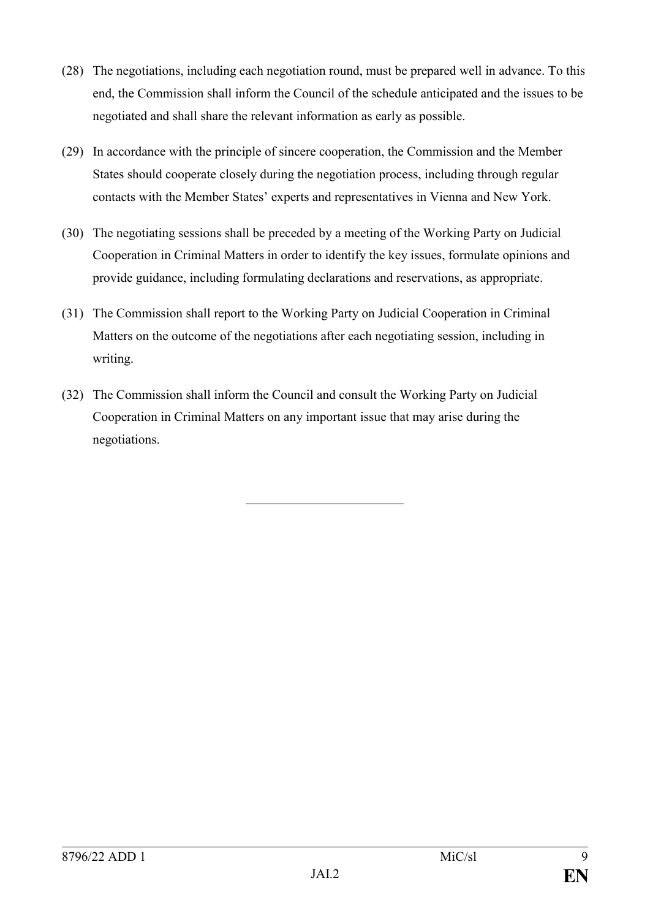(28) The negotiations, including each negotiation round, must be prepared well in advance. To this end, the Commission shall inform the Council of the schedule anticipated and the issues to be negotiated and shall share the relevant information as early as possible.

(29) In accordance with the principle of sincere cooperation, the Commission and the Member States should cooperate closely during the negotiation process, including through regular contacts with the Member States' experts and representatives in Vienna and New York.

(30) The negotiating sessions shall be preceded by a meeting of the Working Party on Judicial Cooperation in Criminal Matters in order to identify the key issues, formulate opinions and provide guidance, including formulating declarations and reservations, as appropriate.

(31) The Commission shall report to the Working Party on Judicial Cooperation in Criminal Matters on the outcome of the negotiations after each negotiating session, including in writing.

(32) The Commission shall inform the Council and consult the Working Party on Judicial Cooperation in Criminal Matters on any important issue that may arise during the negotiations.